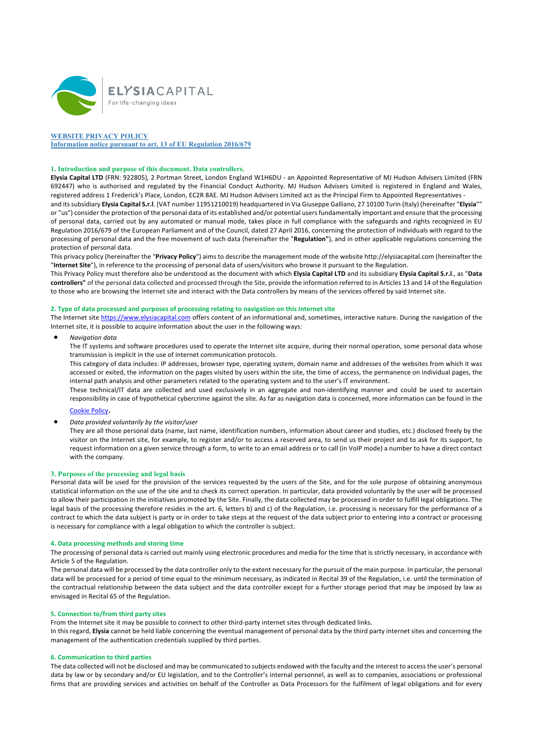ELYSIACAPITAL
For life-changing ideas

**WEBSITE PRIVACY POLICY**
**Information notice pursuant to art. 13 of EU Regulation 2016/679**

### 1. Introduction and purpose of this document. Data controllers.

**Elysia Capital LTD** (FRN: 922805), 2 Portman Street, London England W1H6DU - an Appointed Representative of MJ Hudson Advisers Limited (FRN 692447) who is authorised and regulated by the Financial Conduct Authority. MJ Hudson Advisers Limited is registered in England and Wales, registered address 1 Frederick's Place, London, EC2R 8AE. MJ Hudson Advisers Limited act as the Principal Firm to Appointed Representatives - and its subsidiary **Elysia Capital S.r.l**. (VAT number 11951210019) headquartered in Via Giuseppe Galliano, 27 10100 Turin (Italy) (hereinafter "**Elysia**"" or "us") consider the protection of the personal data of its established and/or potential users fundamentally important and ensure that the processing of personal data, carried out by any automated or manual mode, takes place in full compliance with the safeguards and rights recognized in EU Regulation 2016/679 of the European Parliament and of the Council, dated 27 April 2016, concerning the protection of individuals with regard to the processing of personal data and the free movement of such data (hereinafter the "**Regulation"**), and in other applicable regulations concerning the protection of personal data.

This privacy policy (hereinafter the "**Privacy Policy**") aims to describe the management mode of the website http://elysiacapital.com (hereinafter the "**Internet Site**"), in reference to the processing of personal data of users/visitors who browse it pursuant to the Regulation.

This Privacy Policy must therefore also be understood as the document with which **Elysia Capital LTD** and its subsidiary **Elysia Capital S.r.l.**, as "**Data controllers"** of the personal data collected and processed through the Site, provide the information referred to in Articles 13 and 14 of the Regulation to those who are browsing the Internet site and interact with the Data controllers by means of the services offered by said Internet site.

### 2. Type of data processed and purposes of processing relating to navigation on this Internet site

The Internet site https://www.elysiacapital.com offers content of an informational and, sometimes, interactive nature. During the navigation of the Internet site, it is possible to acquire information about the user in the following ways:

- *Navigation data*

  The IT systems and software procedures used to operate the Internet site acquire, during their normal operation, some personal data whose transmission is implicit in the use of internet communication protocols.

  This category of data includes: IP addresses, browser type, operating system, domain name and addresses of the websites from which it was accessed or exited, the information on the pages visited by users within the site, the time of access, the permanence on individual pages, the internal path analysis and other parameters related to the operating system and to the user's IT environment.

  These technical/IT data are collected and used exclusively in an aggregate and non-identifying manner and could be used to ascertain responsibility in case of hypothetical cybercrime against the site. As far as navigation data is concerned, more information can be found in the Cookie Policy.

- *Data provided voluntarily by the visitor/user*

  They are all those personal data (name, last name, identification numbers, information about career and studies, etc.) disclosed freely by the visitor on the Internet site, for example, to register and/or to access a reserved area, to send us their project and to ask for its support, to request information on a given service through a form, to write to an email address or to call (in VoIP mode) a number to have a direct contact with the company.

### 3. Purposes of the processing and legal basis

Personal data will be used for the provision of the services requested by the users of the Site, and for the sole purpose of obtaining anonymous statistical information on the use of the site and to check its correct operation. In particular, data provided voluntarily by the user will be processed to allow their participation in the initiatives promoted by the Site. Finally, the data collected may be processed in order to fulfill legal obligations. The legal basis of the processing therefore resides in the art. 6, letters b) and c) of the Regulation, i.e. processing is necessary for the performance of a contract to which the data subject is party or in order to take steps at the request of the data subject prior to entering into a contract or processing is necessary for compliance with a legal obligation to which the controller is subject.

### 4. Data processing methods and storing time

The processing of personal data is carried out mainly using electronic procedures and media for the time that is strictly necessary, in accordance with Article 5 of the Regulation.

The personal data will be processed by the data controller only to the extent necessary for the pursuit of the main purpose. In particular, the personal data will be processed for a period of time equal to the minimum necessary, as indicated in Recital 39 of the Regulation, i.e. until the termination of the contractual relationship between the data subject and the data controller except for a further storage period that may be imposed by law as envisaged in Recital 65 of the Regulation.

### 5. Connection to/from third party sites

From the Internet site it may be possible to connect to other third-party internet sites through dedicated links.

In this regard, **Elysia** cannot be held liable concerning the eventual management of personal data by the third party internet sites and concerning the management of the authentication credentials supplied by third parties.

### 6. Communication to third parties

The data collected will not be disclosed and may be communicated to subjects endowed with the faculty and the interest to access the user's personal data by law or by secondary and/or EU legislation, and to the Controller's internal personnel, as well as to companies, associations or professional firms that are providing services and activities on behalf of the Controller as Data Processors for the fulfilment of legal obligations and for every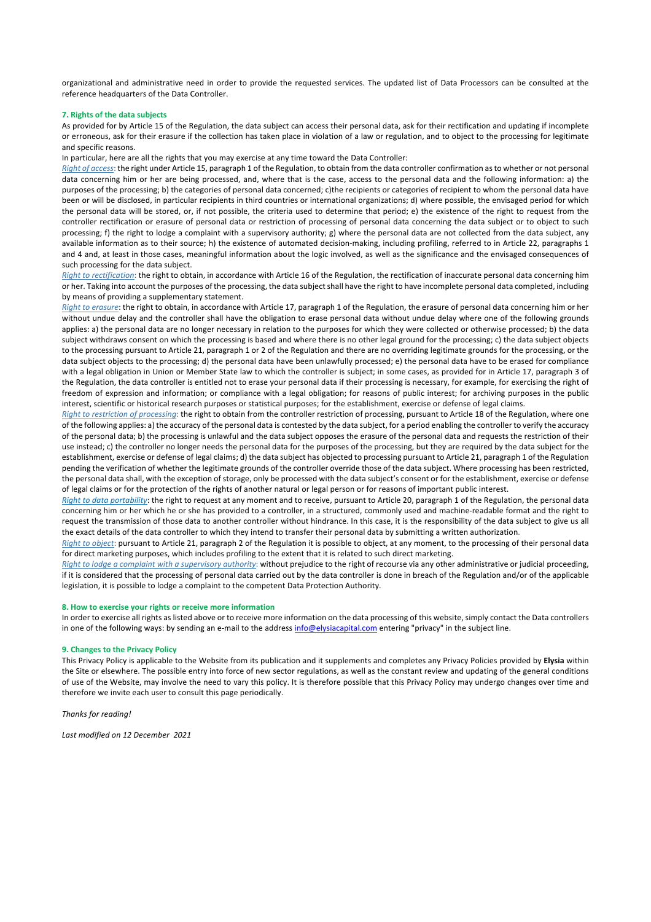organizational and administrative need in order to provide the requested services. The updated list of Data Processors can be consulted at the reference headquarters of the Data Controller.

### 7. Rights of the data subjects

As provided for by Article 15 of the Regulation, the data subject can access their personal data, ask for their rectification and updating if incomplete or erroneous, ask for their erasure if the collection has taken place in violation of a law or regulation, and to object to the processing for legitimate and specific reasons.

In particular, here are all the rights that you may exercise at any time toward the Data Controller:

*Right of access*: the right under Article 15, paragraph 1 of the Regulation, to obtain from the data controller confirmation as to whether or not personal data concerning him or her are being processed, and, where that is the case, access to the personal data and the following information: a) the purposes of the processing; b) the categories of personal data concerned; c)the recipients or categories of recipient to whom the personal data have been or will be disclosed, in particular recipients in third countries or international organizations; d) where possible, the envisaged period for which the personal data will be stored, or, if not possible, the criteria used to determine that period; e) the existence of the right to request from the controller rectification or erasure of personal data or restriction of processing of personal data concerning the data subject or to object to such processing; f) the right to lodge a complaint with a supervisory authority; g) where the personal data are not collected from the data subject, any available information as to their source; h) the existence of automated decision-making, including profiling, referred to in Article 22, paragraphs 1 and 4 and, at least in those cases, meaningful information about the logic involved, as well as the significance and the envisaged consequences of such processing for the data subject.

*Right to rectification*: the right to obtain, in accordance with Article 16 of the Regulation, the rectification of inaccurate personal data concerning him or her. Taking into account the purposes of the processing, the data subject shall have the right to have incomplete personal data completed, including by means of providing a supplementary statement.

*Right to erasure*: the right to obtain, in accordance with Article 17, paragraph 1 of the Regulation, the erasure of personal data concerning him or her without undue delay and the controller shall have the obligation to erase personal data without undue delay where one of the following grounds applies: a) the personal data are no longer necessary in relation to the purposes for which they were collected or otherwise processed; b) the data subject withdraws consent on which the processing is based and where there is no other legal ground for the processing; c) the data subject objects to the processing pursuant to Article 21, paragraph 1 or 2 of the Regulation and there are no overriding legitimate grounds for the processing, or the data subject objects to the processing; d) the personal data have been unlawfully processed; e) the personal data have to be erased for compliance with a legal obligation in Union or Member State law to which the controller is subject; in some cases, as provided for in Article 17, paragraph 3 of the Regulation, the data controller is entitled not to erase your personal data if their processing is necessary, for example, for exercising the right of freedom of expression and information; or compliance with a legal obligation; for reasons of public interest; for archiving purposes in the public interest, scientific or historical research purposes or statistical purposes; for the establishment, exercise or defense of legal claims.

*Right to restriction of processing*: the right to obtain from the controller restriction of processing, pursuant to Article 18 of the Regulation, where one of the following applies: a) the accuracy of the personal data is contested by the data subject, for a period enabling the controller to verify the accuracy of the personal data; b) the processing is unlawful and the data subject opposes the erasure of the personal data and requests the restriction of their use instead; c) the controller no longer needs the personal data for the purposes of the processing, but they are required by the data subject for the establishment, exercise or defense of legal claims; d) the data subject has objected to processing pursuant to Article 21, paragraph 1 of the Regulation pending the verification of whether the legitimate grounds of the controller override those of the data subject. Where processing has been restricted, the personal data shall, with the exception of storage, only be processed with the data subject's consent or for the establishment, exercise or defense of legal claims or for the protection of the rights of another natural or legal person or for reasons of important public interest.

*Right to data portability*: the right to request at any moment and to receive, pursuant to Article 20, paragraph 1 of the Regulation, the personal data concerning him or her which he or she has provided to a controller, in a structured, commonly used and machine-readable format and the right to request the transmission of those data to another controller without hindrance. In this case, it is the responsibility of the data subject to give us all the exact details of the data controller to which they intend to transfer their personal data by submitting a written authorization.

*Right to object*: pursuant to Article 21, paragraph 2 of the Regulation it is possible to object, at any moment, to the processing of their personal data for direct marketing purposes, which includes profiling to the extent that it is related to such direct marketing.

*Right to lodge a complaint with a supervisory authority*: without prejudice to the right of recourse via any other administrative or judicial proceeding, if it is considered that the processing of personal data carried out by the data controller is done in breach of the Regulation and/or of the applicable legislation, it is possible to lodge a complaint to the competent Data Protection Authority.

### 8. How to exercise your rights or receive more information

In order to exercise all rights as listed above or to receive more information on the data processing of this website, simply contact the Data controllers in one of the following ways: by sending an e-mail to the address info@elysiacapital.com entering "privacy" in the subject line.

### 9. Changes to the Privacy Policy

This Privacy Policy is applicable to the Website from its publication and it supplements and completes any Privacy Policies provided by **Elysia** within the Site or elsewhere. The possible entry into force of new sector regulations, as well as the constant review and updating of the general conditions of use of the Website, may involve the need to vary this policy. It is therefore possible that this Privacy Policy may undergo changes over time and therefore we invite each user to consult this page periodically.

*Thanks for reading!*

*Last modified on 12 December 2021*